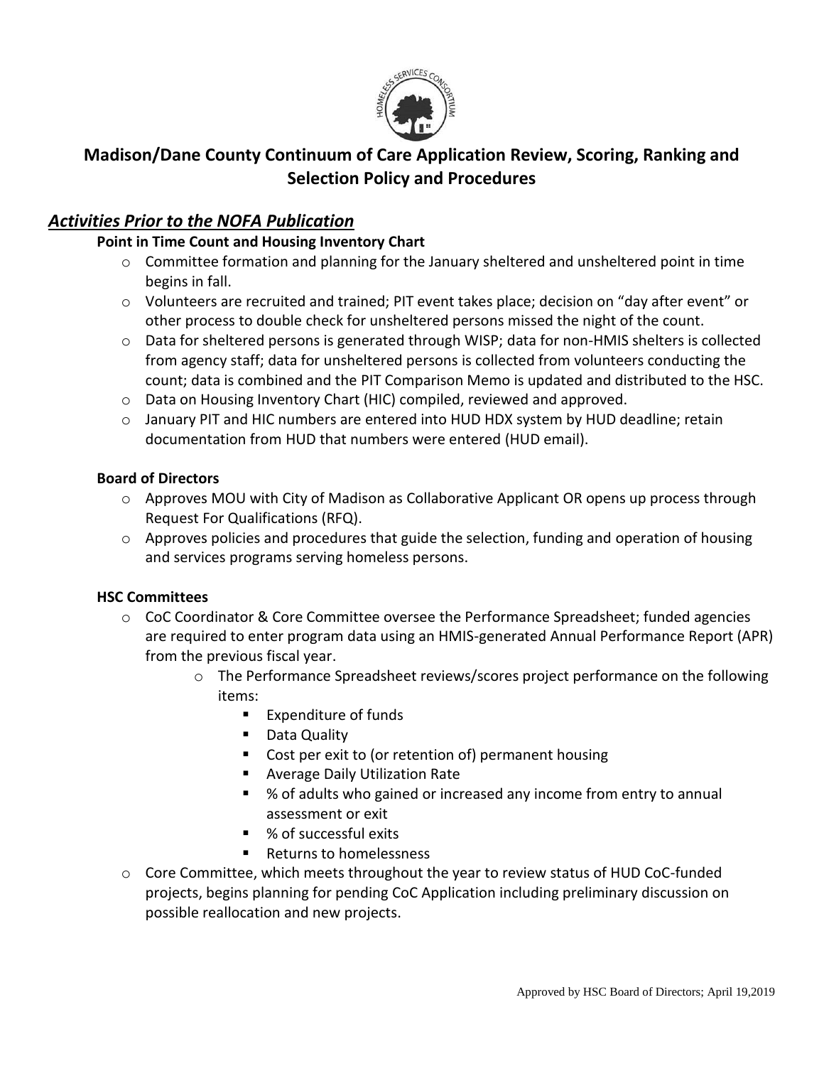# Madison/Dane County Continuum of Care Application Review, Scoring, Ranking and Selection Policy and Procedures

## ***Activities Prior to the NOFA Publication***

### Point in Time Count and Housing Inventory Chart

- Committee formation and planning for the January sheltered and unsheltered point in time begins in fall.
- Volunteers are recruited and trained; PIT event takes place; decision on "day after event" or other process to double check for unsheltered persons missed the night of the count.
- Data for sheltered persons is generated through WISP; data for non-HMIS shelters is collected from agency staff; data for unsheltered persons is collected from volunteers conducting the count; data is combined and the PIT Comparison Memo is updated and distributed to the HSC.
- Data on Housing Inventory Chart (HIC) compiled, reviewed and approved.
- January PIT and HIC numbers are entered into HUD HDX system by HUD deadline; retain documentation from HUD that numbers were entered (HUD email).

### Board of Directors

- Approves MOU with City of Madison as Collaborative Applicant OR opens up process through Request For Qualifications (RFQ).
- Approves policies and procedures that guide the selection, funding and operation of housing and services programs serving homeless persons.

### HSC Committees

- CoC Coordinator & Core Committee oversee the Performance Spreadsheet; funded agencies are required to enter program data using an HMIS-generated Annual Performance Report (APR) from the previous fiscal year.
  - The Performance Spreadsheet reviews/scores project performance on the following items:
    - Expenditure of funds
    - Data Quality
    - Cost per exit to (or retention of) permanent housing
    - Average Daily Utilization Rate
    - % of adults who gained or increased any income from entry to annual assessment or exit
    - % of successful exits
    - Returns to homelessness
- Core Committee, which meets throughout the year to review status of HUD CoC-funded projects, begins planning for pending CoC Application including preliminary discussion on possible reallocation and new projects.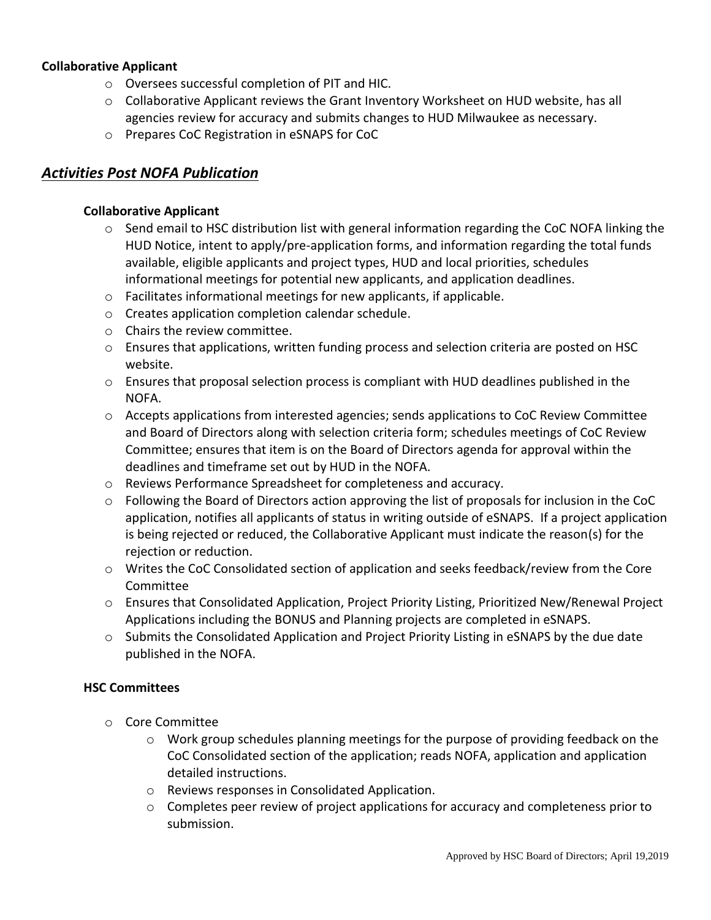**Collaborative Applicant**

- Oversees successful completion of PIT and HIC.
- Collaborative Applicant reviews the Grant Inventory Worksheet on HUD website, has all agencies review for accuracy and submits changes to HUD Milwaukee as necessary.
- Prepares CoC Registration in eSNAPS for CoC

## ***Activities Post NOFA Publication***

**Collaborative Applicant**

- Send email to HSC distribution list with general information regarding the CoC NOFA linking the HUD Notice, intent to apply/pre-application forms, and information regarding the total funds available, eligible applicants and project types, HUD and local priorities, schedules informational meetings for potential new applicants, and application deadlines.
- Facilitates informational meetings for new applicants, if applicable.
- Creates application completion calendar schedule.
- Chairs the review committee.
- Ensures that applications, written funding process and selection criteria are posted on HSC website.
- Ensures that proposal selection process is compliant with HUD deadlines published in the NOFA.
- Accepts applications from interested agencies; sends applications to CoC Review Committee and Board of Directors along with selection criteria form; schedules meetings of CoC Review Committee; ensures that item is on the Board of Directors agenda for approval within the deadlines and timeframe set out by HUD in the NOFA.
- Reviews Performance Spreadsheet for completeness and accuracy.
- Following the Board of Directors action approving the list of proposals for inclusion in the CoC application, notifies all applicants of status in writing outside of eSNAPS. If a project application is being rejected or reduced, the Collaborative Applicant must indicate the reason(s) for the rejection or reduction.
- Writes the CoC Consolidated section of application and seeks feedback/review from the Core Committee
- Ensures that Consolidated Application, Project Priority Listing, Prioritized New/Renewal Project Applications including the BONUS and Planning projects are completed in eSNAPS.
- Submits the Consolidated Application and Project Priority Listing in eSNAPS by the due date published in the NOFA.

**HSC Committees**

- Core Committee
  - Work group schedules planning meetings for the purpose of providing feedback on the CoC Consolidated section of the application; reads NOFA, application and application detailed instructions.
  - Reviews responses in Consolidated Application.
  - Completes peer review of project applications for accuracy and completeness prior to submission.

Approved by HSC Board of Directors; April 19,2019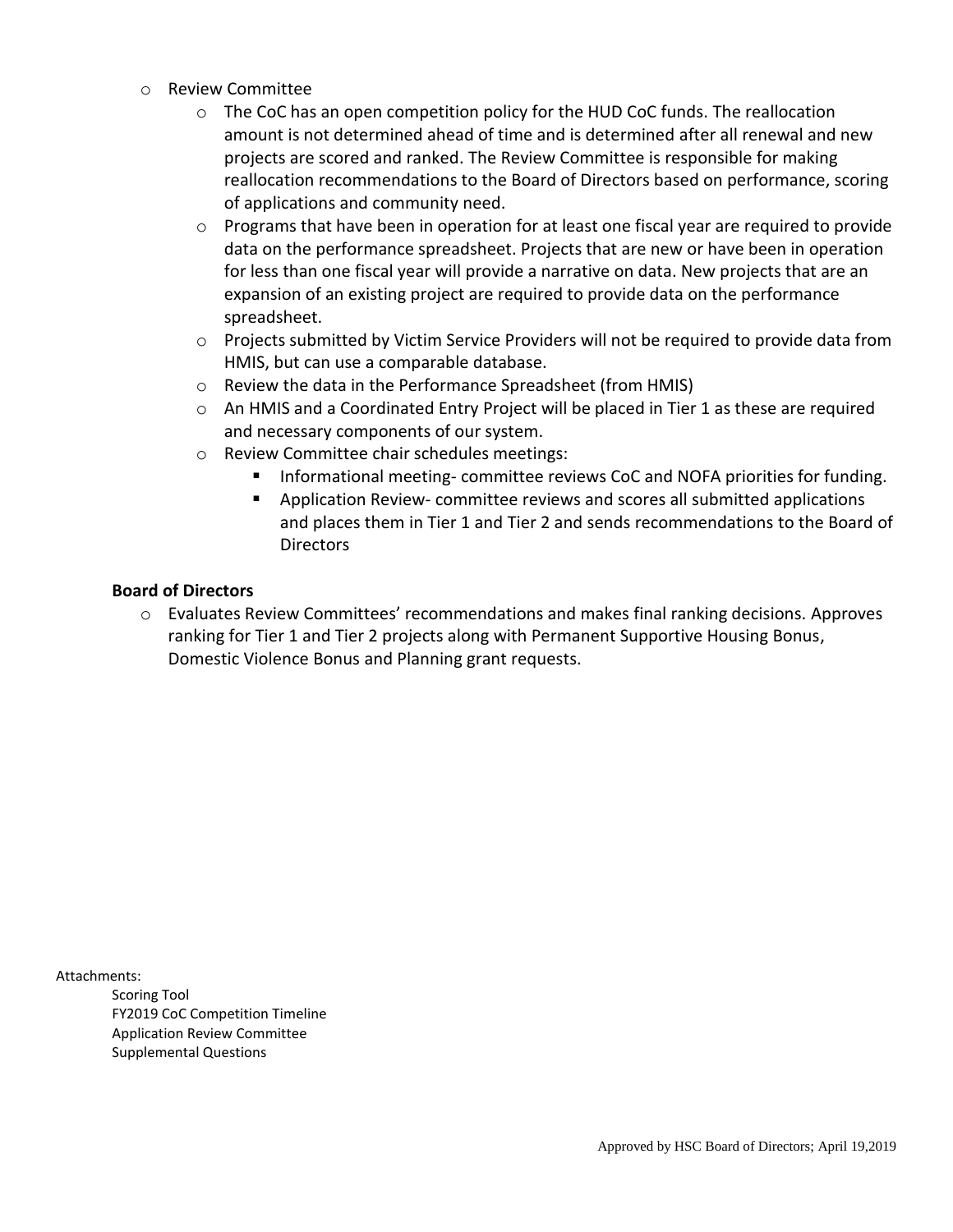- Review Committee
  - The CoC has an open competition policy for the HUD CoC funds. The reallocation amount is not determined ahead of time and is determined after all renewal and new projects are scored and ranked. The Review Committee is responsible for making reallocation recommendations to the Board of Directors based on performance, scoring of applications and community need.
  - Programs that have been in operation for at least one fiscal year are required to provide data on the performance spreadsheet. Projects that are new or have been in operation for less than one fiscal year will provide a narrative on data. New projects that are an expansion of an existing project are required to provide data on the performance spreadsheet.
  - Projects submitted by Victim Service Providers will not be required to provide data from HMIS, but can use a comparable database.
  - Review the data in the Performance Spreadsheet (from HMIS)
  - An HMIS and a Coordinated Entry Project will be placed in Tier 1 as these are required and necessary components of our system.
  - Review Committee chair schedules meetings:
    - Informational meeting- committee reviews CoC and NOFA priorities for funding.
    - Application Review- committee reviews and scores all submitted applications and places them in Tier 1 and Tier 2 and sends recommendations to the Board of Directors

**Board of Directors**

- Evaluates Review Committees' recommendations and makes final ranking decisions. Approves ranking for Tier 1 and Tier 2 projects along with Permanent Supportive Housing Bonus, Domestic Violence Bonus and Planning grant requests.

Attachments:

Scoring Tool
FY2019 CoC Competition Timeline
Application Review Committee
Supplemental Questions

Approved by HSC Board of Directors; April 19,2019